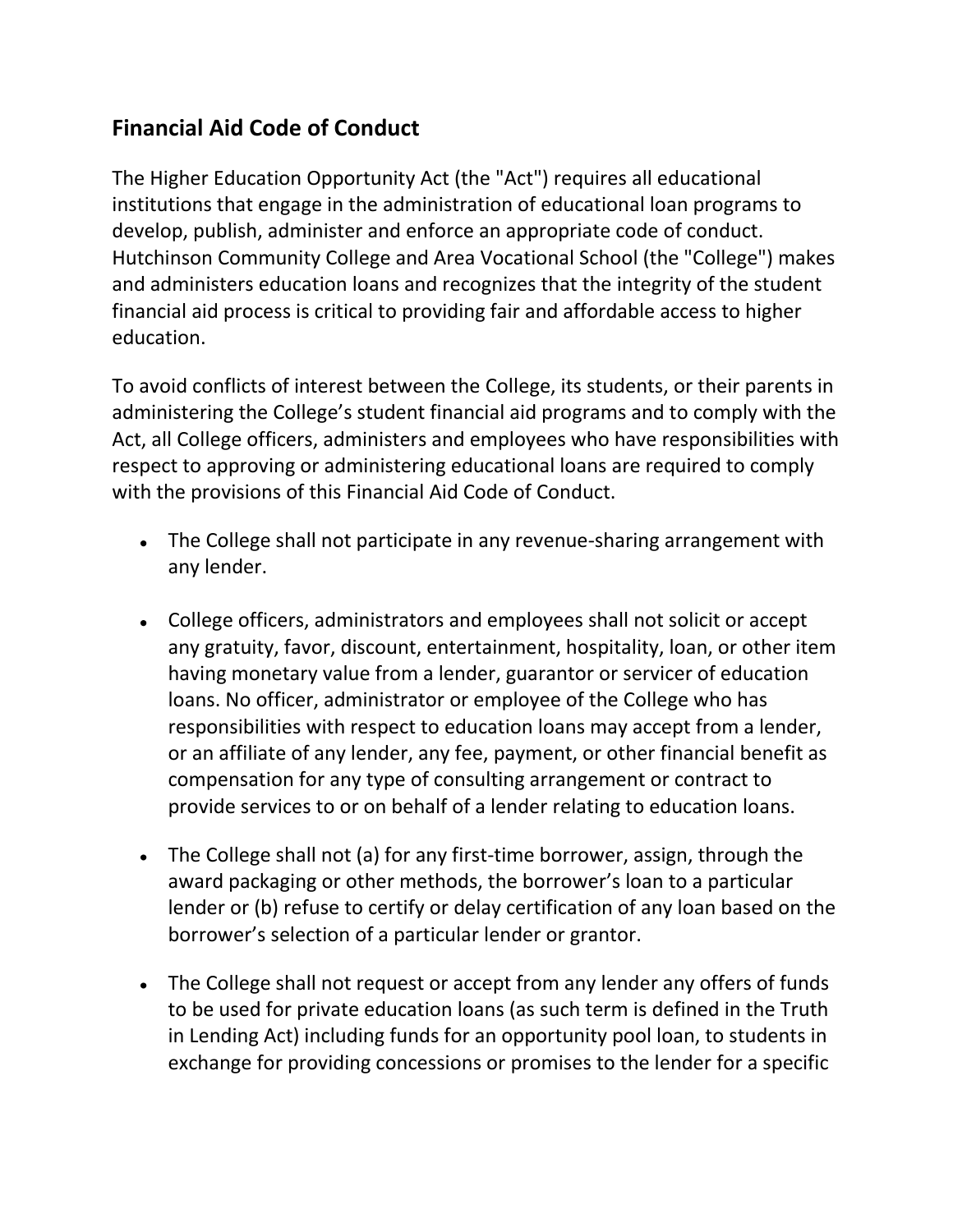## Financial Aid Code of Conduct

The Higher Education Opportunity Act (the "Act") requires all educational institutions that engage in the administration of educational loan programs to develop, publish, administer and enforce an appropriate code of conduct. Hutchinson Community College and Area Vocational School (the "College") makes and administers education loans and recognizes that the integrity of the student financial aid process is critical to providing fair and affordable access to higher education.

To avoid conflicts of interest between the College, its students, or their parents in administering the College's student financial aid programs and to comply with the Act, all College officers, administers and employees who have responsibilities with respect to approving or administering educational loans are required to comply with the provisions of this Financial Aid Code of Conduct.

- The College shall not participate in any revenue-sharing arrangement with any lender.
- College officers, administrators and employees shall not solicit or accept any gratuity, favor, discount, entertainment, hospitality, loan, or other item having monetary value from a lender, guarantor or servicer of education loans. No officer, administrator or employee of the College who has responsibilities with respect to education loans may accept from a lender, or an affiliate of any lender, any fee, payment, or other financial benefit as compensation for any type of consulting arrangement or contract to provide services to or on behalf of a lender relating to education loans.
- The College shall not (a) for any first-time borrower, assign, through the award packaging or other methods, the borrower's loan to a particular lender or (b) refuse to certify or delay certification of any loan based on the borrower's selection of a particular lender or grantor.
- The College shall not request or accept from any lender any offers of funds to be used for private education loans (as such term is defined in the Truth in Lending Act) including funds for an opportunity pool loan, to students in exchange for providing concessions or promises to the lender for a specific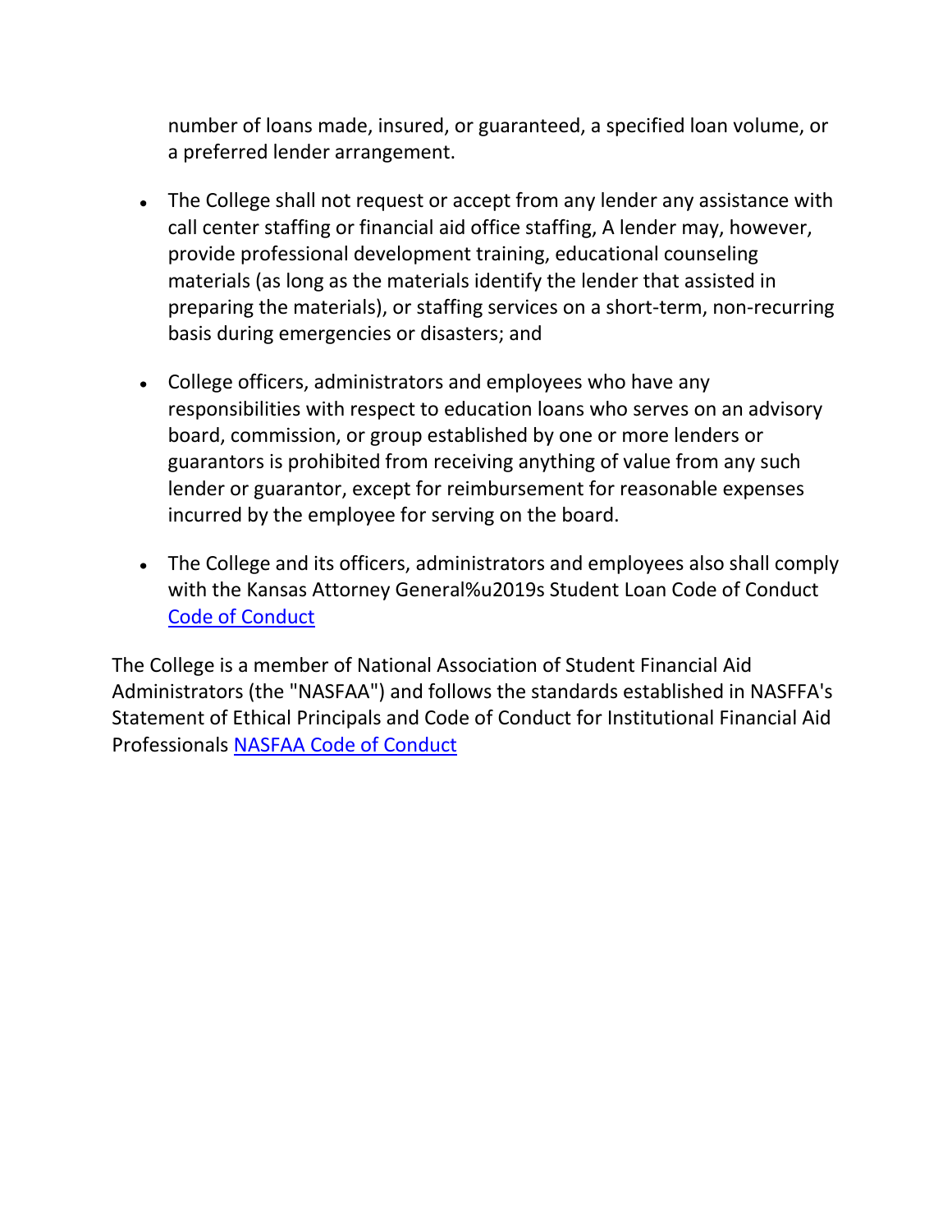number of loans made, insured, or guaranteed, a specified loan volume, or a preferred lender arrangement.

- The College shall not request or accept from any lender any assistance with call center staffing or financial aid office staffing, A lender may, however, provide professional development training, educational counseling materials (as long as the materials identify the lender that assisted in preparing the materials), or staffing services on a short-term, non-recurring basis during emergencies or disasters; and
- College officers, administrators and employees who have any responsibilities with respect to education loans who serves on an advisory board, commission, or group established by one or more lenders or guarantors is prohibited from receiving anything of value from any such lender or guarantor, except for reimbursement for reasonable expenses incurred by the employee for serving on the board.
- The College and its officers, administrators and employees also shall comply with the Kansas Attorney General%u2019s Student Loan Code of Conduct [Code of Conduct]

The College is a member of National Association of Student Financial Aid Administrators (the "NASFAA") and follows the standards established in NASFFA's Statement of Ethical Principals and Code of Conduct for Institutional Financial Aid Professionals [NASFAA Code of Conduct]